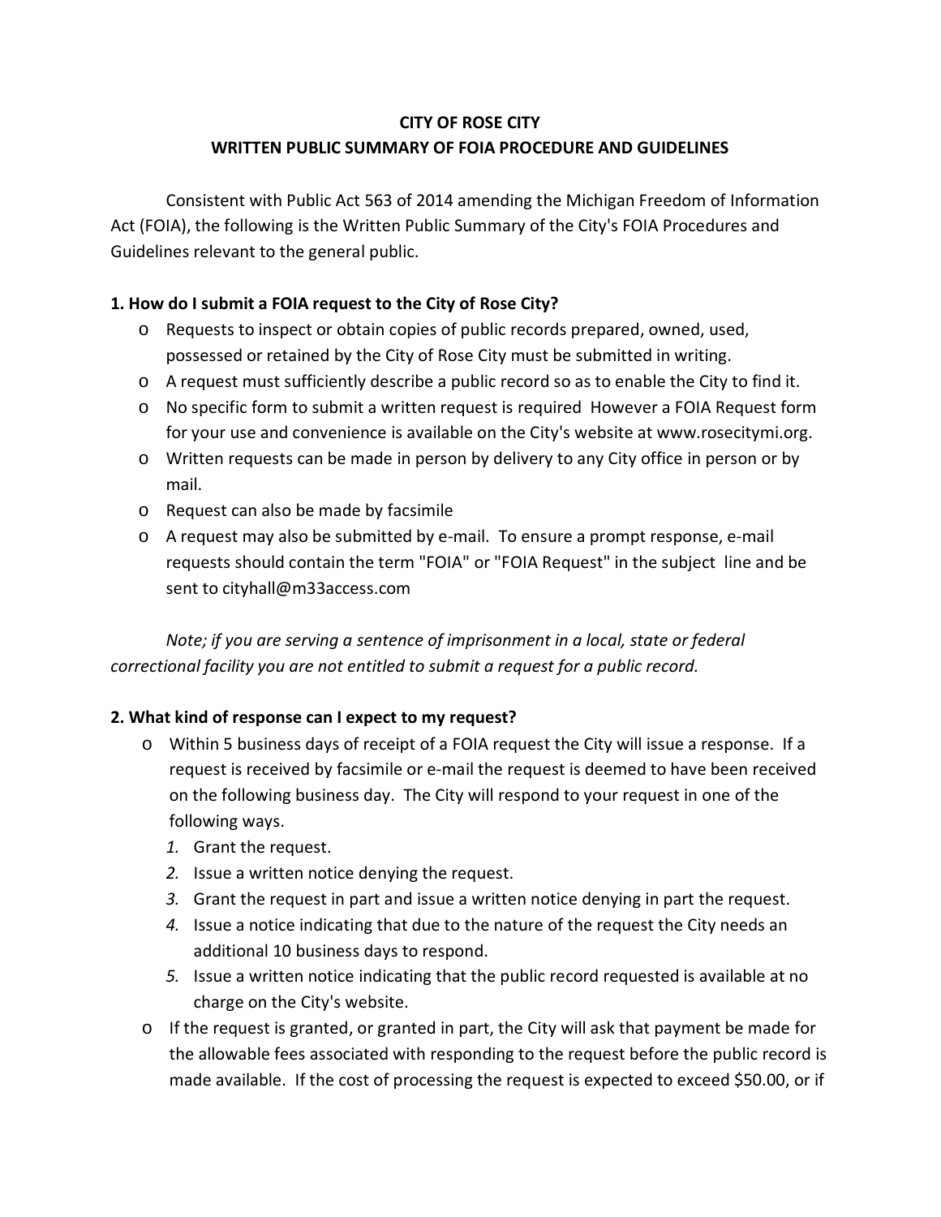# CITY OF ROSE CITY
## WRITTEN PUBLIC SUMMARY OF FOIA PROCEDURE AND GUIDELINES

Consistent with Public Act 563 of 2014 amending the Michigan Freedom of Information Act (FOIA), the following is the Written Public Summary of the City's FOIA Procedures and Guidelines relevant to the general public.

### 1. How do I submit a FOIA request to the City of Rose City?

- Requests to inspect or obtain copies of public records prepared, owned, used, possessed or retained by the City of Rose City must be submitted in writing.
- A request must sufficiently describe a public record so as to enable the City to find it.
- No specific form to submit a written request is required However a FOIA Request form for your use and convenience is available on the City's website at www.rosecitymi.org.
- Written requests can be made in person by delivery to any City office in person or by mail.
- Request can also be made by facsimile
- A request may also be submitted by e-mail. To ensure a prompt response, e-mail requests should contain the term "FOIA" or "FOIA Request" in the subject line and be sent to cityhall@m33access.com

*Note; if you are serving a sentence of imprisonment in a local, state or federal correctional facility you are not entitled to submit a request for a public record.*

### 2. What kind of response can I expect to my request?

- Within 5 business days of receipt of a FOIA request the City will issue a response. If a request is received by facsimile or e-mail the request is deemed to have been received on the following business day. The City will respond to your request in one of the following ways.
  1. Grant the request.
  2. Issue a written notice denying the request.
  3. Grant the request in part and issue a written notice denying in part the request.
  4. Issue a notice indicating that due to the nature of the request the City needs an additional 10 business days to respond.
  5. Issue a written notice indicating that the public record requested is available at no charge on the City's website.
- If the request is granted, or granted in part, the City will ask that payment be made for the allowable fees associated with responding to the request before the public record is made available. If the cost of processing the request is expected to exceed $50.00, or if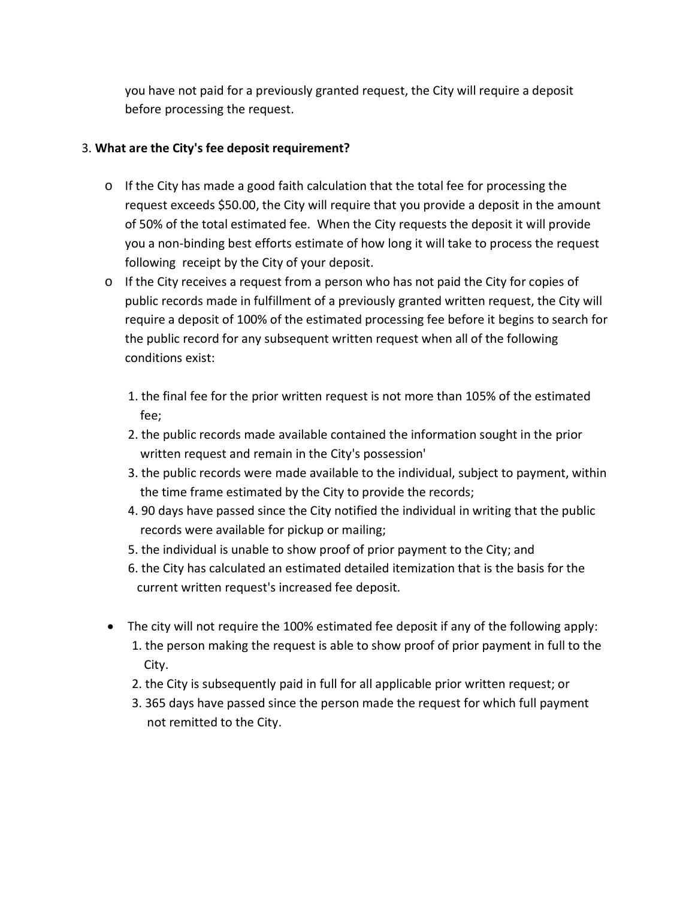you have not paid for a previously granted request, the City will require a deposit before processing the request.

3. **What are the City's fee deposit requirement?**

   - If the City has made a good faith calculation that the total fee for processing the request exceeds $50.00, the City will require that you provide a deposit in the amount of 50% of the total estimated fee. When the City requests the deposit it will provide you a non-binding best efforts estimate of how long it will take to process the request following receipt by the City of your deposit.
   - If the City receives a request from a person who has not paid the City for copies of public records made in fulfillment of a previously granted written request, the City will require a deposit of 100% of the estimated processing fee before it begins to search for the public record for any subsequent written request when all of the following conditions exist:

     1. the final fee for the prior written request is not more than 105% of the estimated fee;
     2. the public records made available contained the information sought in the prior written request and remain in the City's possession'
     3. the public records were made available to the individual, subject to payment, within the time frame estimated by the City to provide the records;
     4. 90 days have passed since the City notified the individual in writing that the public records were available for pickup or mailing;
     5. the individual is unable to show proof of prior payment to the City; and
     6. the City has calculated an estimated detailed itemization that is the basis for the current written request's increased fee deposit.

   - The city will not require the 100% estimated fee deposit if any of the following apply:
     1. the person making the request is able to show proof of prior payment in full to the City.
     2. the City is subsequently paid in full for all applicable prior written request; or
     3. 365 days have passed since the person made the request for which full payment not remitted to the City.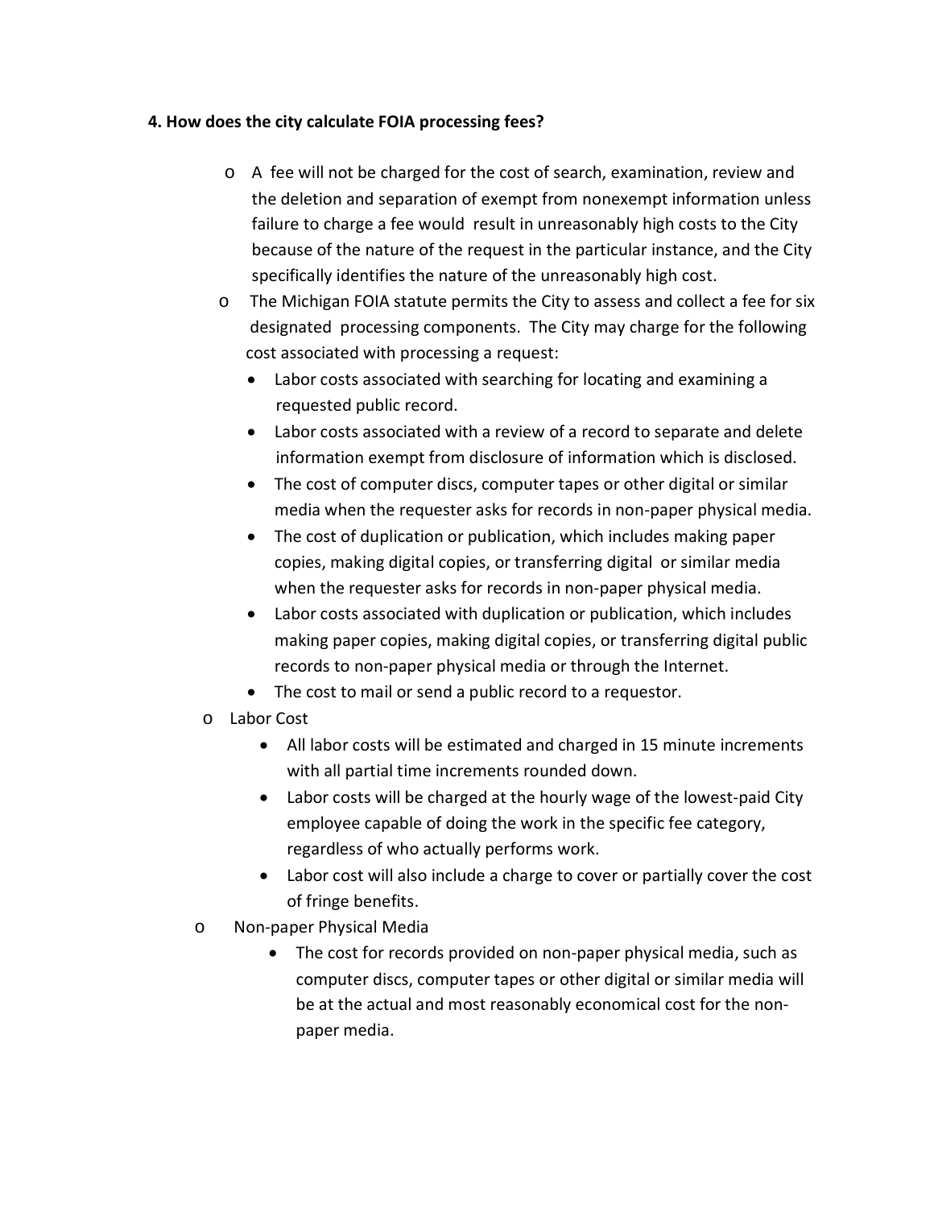**4. How does the city calculate FOIA processing fees?**

- A fee will not be charged for the cost of search, examination, review and the deletion and separation of exempt from nonexempt information unless failure to charge a fee would result in unreasonably high costs to the City because of the nature of the request in the particular instance, and the City specifically identifies the nature of the unreasonably high cost.
- The Michigan FOIA statute permits the City to assess and collect a fee for six designated processing components. The City may charge for the following cost associated with processing a request:
  - Labor costs associated with searching for locating and examining a requested public record.
  - Labor costs associated with a review of a record to separate and delete information exempt from disclosure of information which is disclosed.
  - The cost of computer discs, computer tapes or other digital or similar media when the requester asks for records in non-paper physical media.
  - The cost of duplication or publication, which includes making paper copies, making digital copies, or transferring digital or similar media when the requester asks for records in non-paper physical media.
  - Labor costs associated with duplication or publication, which includes making paper copies, making digital copies, or transferring digital public records to non-paper physical media or through the Internet.
  - The cost to mail or send a public record to a requestor.
- Labor Cost
  - All labor costs will be estimated and charged in 15 minute increments with all partial time increments rounded down.
  - Labor costs will be charged at the hourly wage of the lowest-paid City employee capable of doing the work in the specific fee category, regardless of who actually performs work.
  - Labor cost will also include a charge to cover or partially cover the cost of fringe benefits.
- Non-paper Physical Media
  - The cost for records provided on non-paper physical media, such as computer discs, computer tapes or other digital or similar media will be at the actual and most reasonably economical cost for the non-paper media.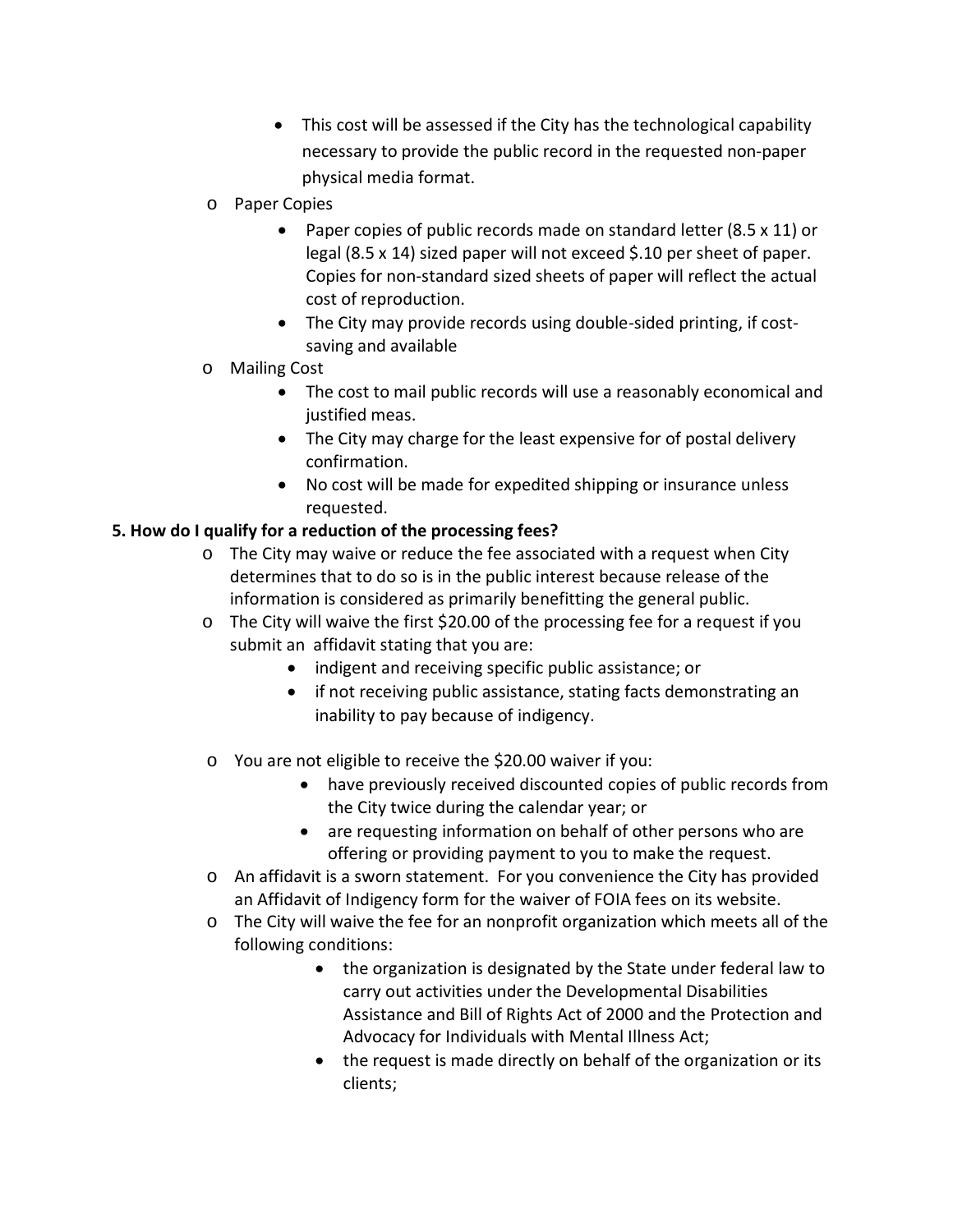- This cost will be assessed if the City has the technological capability necessary to provide the public record in the requested non-paper physical media format.

- Paper Copies
  - Paper copies of public records made on standard letter (8.5 x 11) or legal (8.5 x 14) sized paper will not exceed $.10 per sheet of paper. Copies for non-standard sized sheets of paper will reflect the actual cost of reproduction.
  - The City may provide records using double-sided printing, if cost-saving and available
- Mailing Cost
  - The cost to mail public records will use a reasonably economical and justified meas.
  - The City may charge for the least expensive for of postal delivery confirmation.
  - No cost will be made for expedited shipping or insurance unless requested.

**5. How do I qualify for a reduction of the processing fees?**

- The City may waive or reduce the fee associated with a request when City determines that to do so is in the public interest because release of the information is considered as primarily benefitting the general public.
- The City will waive the first $20.00 of the processing fee for a request if you submit an affidavit stating that you are:
  - indigent and receiving specific public assistance; or
  - if not receiving public assistance, stating facts demonstrating an inability to pay because of indigency.
- You are not eligible to receive the $20.00 waiver if you:
  - have previously received discounted copies of public records from the City twice during the calendar year; or
  - are requesting information on behalf of other persons who are offering or providing payment to you to make the request.
- An affidavit is a sworn statement. For you convenience the City has provided an Affidavit of Indigency form for the waiver of FOIA fees on its website.
- The City will waive the fee for an nonprofit organization which meets all of the following conditions:
  - the organization is designated by the State under federal law to carry out activities under the Developmental Disabilities Assistance and Bill of Rights Act of 2000 and the Protection and Advocacy for Individuals with Mental Illness Act;
  - the request is made directly on behalf of the organization or its clients;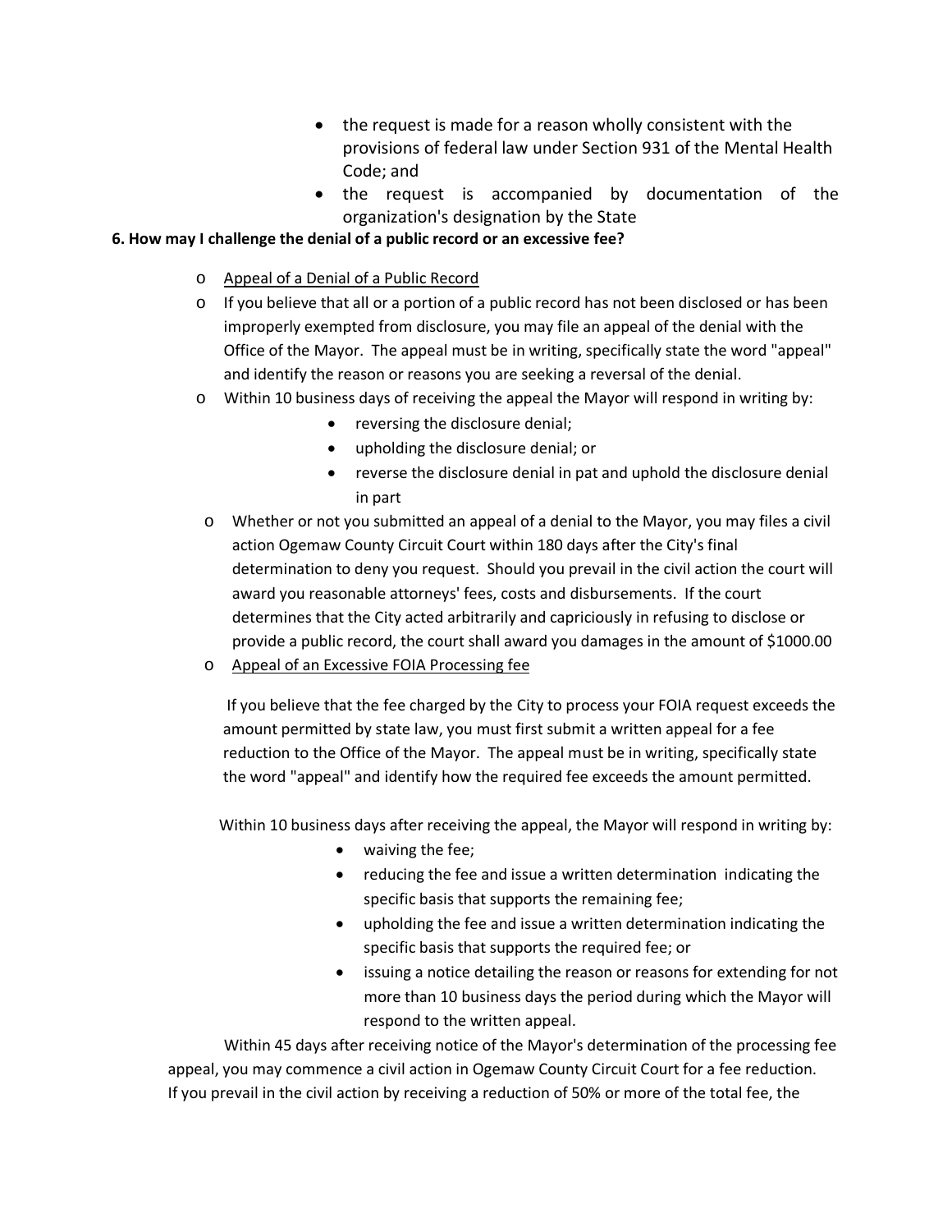- the request is made for a reason wholly consistent with the provisions of federal law under Section 931 of the Mental Health Code; and
- the request is accompanied by documentation of the organization's designation by the State

**6. How may I challenge the denial of a public record or an excessive fee?**

- Appeal of a Denial of a Public Record
- If you believe that all or a portion of a public record has not been disclosed or has been improperly exempted from disclosure, you may file an appeal of the denial with the Office of the Mayor. The appeal must be in writing, specifically state the word "appeal" and identify the reason or reasons you are seeking a reversal of the denial.
- Within 10 business days of receiving the appeal the Mayor will respond in writing by:
  - reversing the disclosure denial;
  - upholding the disclosure denial; or
  - reverse the disclosure denial in pat and uphold the disclosure denial in part
- Whether or not you submitted an appeal of a denial to the Mayor, you may files a civil action Ogemaw County Circuit Court within 180 days after the City's final determination to deny you request. Should you prevail in the civil action the court will award you reasonable attorneys' fees, costs and disbursements. If the court determines that the City acted arbitrarily and capriciously in refusing to disclose or provide a public record, the court shall award you damages in the amount of $1000.00
- Appeal of an Excessive FOIA Processing fee

  If you believe that the fee charged by the City to process your FOIA request exceeds the amount permitted by state law, you must first submit a written appeal for a fee reduction to the Office of the Mayor. The appeal must be in writing, specifically state the word "appeal" and identify how the required fee exceeds the amount permitted.

  Within 10 business days after receiving the appeal, the Mayor will respond in writing by:

  - waiving the fee;
  - reducing the fee and issue a written determination indicating the specific basis that supports the remaining fee;
  - upholding the fee and issue a written determination indicating the specific basis that supports the required fee; or
  - issuing a notice detailing the reason or reasons for extending for not more than 10 business days the period during which the Mayor will respond to the written appeal.

Within 45 days after receiving notice of the Mayor's determination of the processing fee appeal, you may commence a civil action in Ogemaw County Circuit Court for a fee reduction. If you prevail in the civil action by receiving a reduction of 50% or more of the total fee, the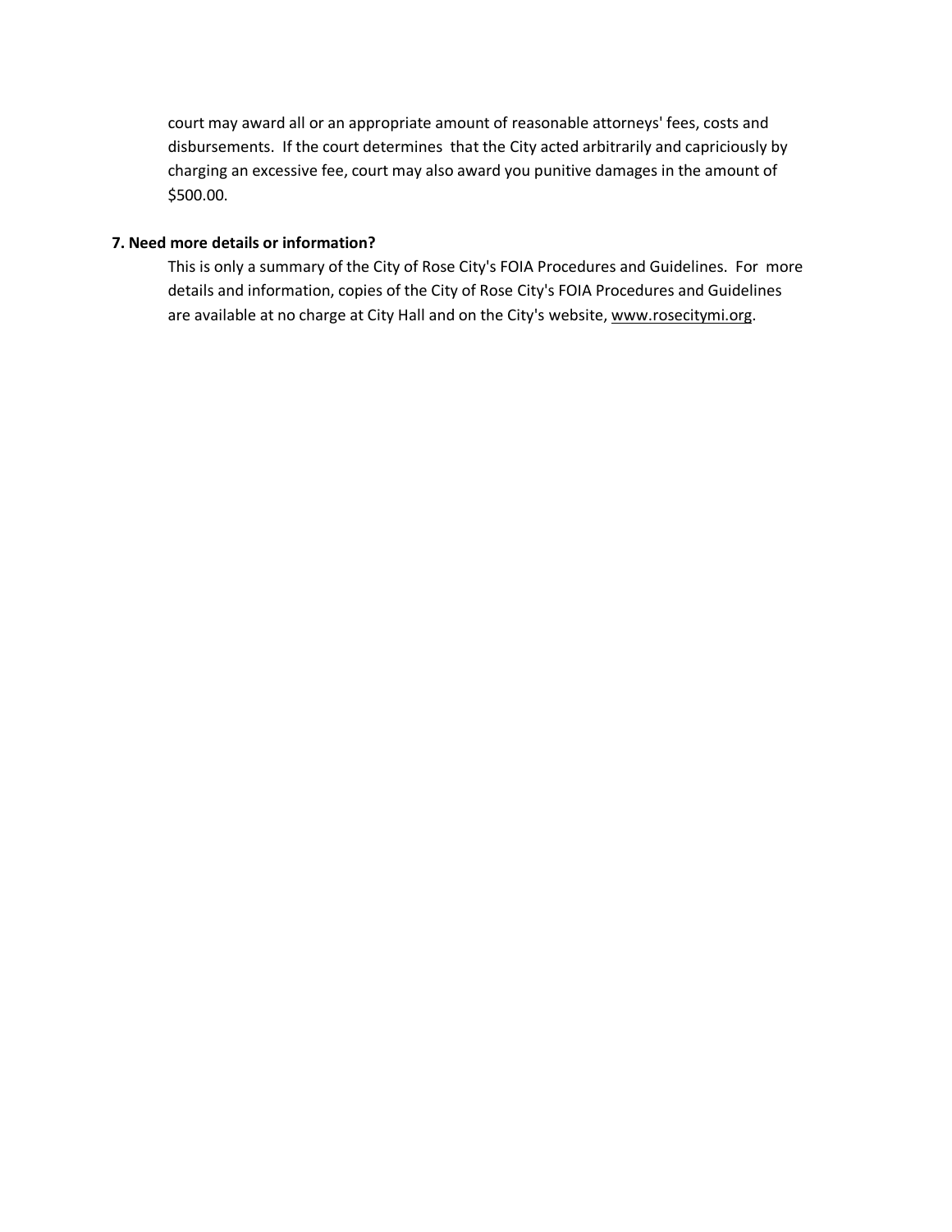court may award all or an appropriate amount of reasonable attorneys' fees, costs and disbursements. If the court determines that the City acted arbitrarily and capriciously by charging an excessive fee, court may also award you punitive damages in the amount of $500.00.

**7. Need more details or information?**

This is only a summary of the City of Rose City's FOIA Procedures and Guidelines. For more details and information, copies of the City of Rose City's FOIA Procedures and Guidelines are available at no charge at City Hall and on the City's website, www.rosecitymi.org.